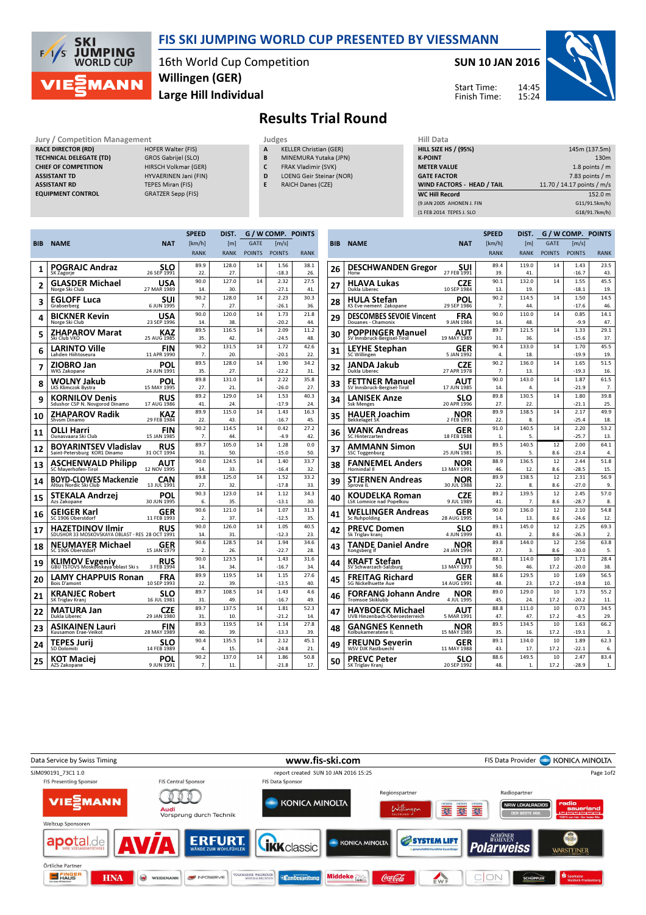# FIS SKI JUMPING WORLD CUP PRESENTED BY VIESSMANN

16th World Cup Competition
Willingen (GER)
Large Hill Individual

SUN 10 JAN 2016

Start Time: 14:45
Finish Time: 15:24

## Results Trial Round

| Jury / Competition Management | |
|---|---|
| RACE DIRECTOR (RD) | HOFER Walter (FIS) |
| TECHNICAL DELEGATE (TD) | GROS Gabrijel (SLO) |
| CHIEF OF COMPETITION | HIRSCH Volkmar (GER) |
| ASSISTANT TD | HYVAERINEN Jani (FIN) |
| ASSISTANT RD | TEPES Miran (FIS) |
| EQUIPMENT CONTROL | GRATZER Sepp (FIS) |

| Judges | |
|---|---|
| A | KELLER Christian (GER) |
| B | MINEMURA Yutaka (JPN) |
| C | FRAK Vladimir (SVK) |
| D | LOENG Geir Steinar (NOR) |
| E | RAICH Danes (CZE) |

| Hill Data | |
|---|---|
| HILL SIZE HS / (95%) | 145m (137.5m) |
| K-POINT | 130m |
| METER VALUE | 1.8 points / m |
| GATE FACTOR | 7.83 points / m |
| WIND FACTORS - HEAD / TAIL | 11.70 / 14.17 points / m/s |
| WC Hill Record | 152.0 m |
| (9 JAN 2005 AHONEN J. FIN | G11/91.5km/h) |
| (1 FEB 2014 TEPES J. SLO | G18/91.7km/h) |

| BIB | NAME | NAT | SPEED [km/h] | DIST. [m] | GATE | [m/s] | POINTS |
|---|---|---|---|---|---|---|---|
| | Club | Date of birth | RANK | RANK | POINTS | POINTS | RANK |
| 1 | POGRAJC Andraz | SLO | 89.9 | 128.0 | 14 | 1.56 | 38.1 |
| | SK Zagorje | 26 SEP 1991 | 22. | 27. | | -18.3 | 26. |
| 2 | GLASDER Michael | USA | 90.0 | 127.0 | 14 | 2.32 | 27.5 |
| | Norge Ski Club | 27 MAR 1989 | 14. | 30. | | -27.1 | 41. |
| 3 | EGLOFF Luca | SUI | 90.2 | 128.0 | 14 | 2.23 | 30.3 |
| | Grabserberg | 6 JUN 1995 | 7. | 27. | | -26.1 | 36. |
| 4 | BICKNER Kevin | USA | 90.0 | 120.0 | 14 | 1.73 | 21.8 |
| | Norge Ski Club | 23 SEP 1996 | 14. | 38. | | -20.2 | 44. |
| 5 | ZHAPAROV Marat | KAZ | 89.5 | 116.5 | 14 | 2.09 | 11.2 |
| | Ski Club VKO | 25 AUG 1985 | 35. | 42. | | -24.5 | 48. |
| 6 | LARINTO Ville | FIN | 90.2 | 131.5 | 14 | 1.72 | 42.6 |
| | Lahden Hiihtoseura | 11 APR 1990 | 7. | 20. | | -20.1 | 22. |
| 7 | ZIOBRO Jan | POL | 89.5 | 128.0 | 14 | 1.90 | 34.2 |
| | WKS Zakopane | 24 JUN 1991 | 35. | 27. | | -22.2 | 31. |
| 8 | WOLNY Jakub | POL | 89.8 | 131.0 | 14 | 2.22 | 35.8 |
| | LKS Klimczok Bystra | 15 MAY 1995 | 27. | 21. | | -26.0 | 27. |
| 9 | KORNILOV Denis | RUS | 89.2 | 129.0 | 14 | 1.53 | 40.3 |
| | Sdushor CSP N. Novgorod Dinamo | 17 AUG 1986 | 41. | 24. | | -17.9 | 24. |
| 10 | ZHAPAROV Radik | KAZ | 89.9 | 115.0 | 14 | 1.43 | 16.3 |
| | Shvsm Dinamo | 29 FEB 1984 | 22. | 43. | | -16.7 | 45. |
| 11 | OLLI Harri | FIN | 90.2 | 114.5 | 14 | 0.42 | 27.2 |
| | Ounasvaara Ski Club | 15 JAN 1985 | 7. | 44. | | -4.9 | 42. |
| 12 | BOYARINTSEV Vladislav | RUS | 89.7 | 105.0 | 14 | 1.28 | 0.0 |
| | Saint-Petersburg KOR1 Dinamo | 31 OCT 1994 | 31. | 50. | | -15.0 | 50. |
| 13 | ASCHENWALD Philipp | AUT | 90.0 | 124.5 | 14 | 1.40 | 33.7 |
| | SC Mayerhofen-Tirol | 12 NOV 1995 | 14. | 33. | | -16.4 | 32. |
| 14 | BOYD-CLOWES Mackenzie | CAN | 89.8 | 125.0 | 14 | 1.52 | 33.2 |
| | Altius Nordic Ski Club | 13 JUL 1991 | 27. | 32. | | -17.8 | 33. |
| 15 | STEKALA Andrzej | POL | 90.3 | 123.0 | 14 | 1.12 | 34.3 |
| | Azs Zakopane | 30 JUN 1995 | 6. | 35. | | -13.1 | 30. |
| 16 | GEIGER Karl | GER | 90.6 | 121.0 | 14 | 1.07 | 31.3 |
| | SC 1906 Oberstdorf | 11 FEB 1993 | 2. | 37. | | -12.5 | 35. |
| 17 | HAZETDINOV Ilmir | RUS | 90.0 | 126.0 | 14 | 1.05 | 40.5 |
| | SDUSHOR 33 MOSKOVSKAYA OBLAST - RES | 28 OCT 1991 | 14. | 31. | | -12.3 | 23. |
| 18 | NEUMAYER Michael | GER | 90.6 | 128.5 | 14 | 1.94 | 34.6 |
| | SC 1906 Oberstdorf | 15 JAN 1979 | 2. | 26. | | -22.7 | 28. |
| 19 | KLIMOV Evgeniy | RUS | 90.0 | 123.5 | 14 | 1.43 | 31.6 |
| | GBU TSTOVS Moskovskaya oblast Ski s | 3 FEB 1994 | 14. | 34. | | -16.7 | 34. |
| 20 | LAMY CHAPPUIS Ronan | FRA | 89.9 | 119.5 | 14 | 1.15 | 27.6 |
| | Bois D'amont | 10 SEP 1993 | 22. | 39. | | -13.5 | 40. |
| 21 | KRANJEC Robert | SLO | 89.7 | 108.5 | 14 | 1.43 | 4.6 |
| | SK Triglav Kranj | 16 JUL 1981 | 31. | 49. | | -16.7 | 49. |
| 22 | MATURA Jan | CZE | 89.7 | 137.5 | 14 | 1.81 | 52.3 |
| | Dukla Liberec | 29 JAN 1980 | 31. | 10. | | -21.2 | 14. |
| 23 | ASIKAINEN Lauri | FIN | 89.3 | 119.5 | 14 | 1.14 | 27.8 |
| | Kuusamon Erae-Veikot | 28 MAY 1989 | 40. | 39. | | -13.3 | 39. |
| 24 | TEPES Jurij | SLO | 90.4 | 135.5 | 14 | 2.12 | 45.1 |
| | SD Dolomiti | 14 FEB 1989 | 4. | 15. | | -24.8 | 21. |
| 25 | KOT Maciej | POL | 90.2 | 137.0 | 14 | 1.86 | 50.8 |
| | AZS Zakopane | 9 JUN 1991 | 7. | 11. | | -21.8 | 17. |
| 26 | DESCHWANDEN Gregor | SUI | 89.4 | 119.0 | 14 | 1.43 | 23.5 |
| | Horw | 27 FEB 1991 | 39. | 41. | | -16.7 | 43. |
| 27 | HLAVA Lukas | CZE | 90.1 | 132.0 | 14 | 1.55 | 45.5 |
| | Dukla Liberec | 10 SEP 1984 | 13. | 19. | | -18.1 | 19. |
| 28 | HULA Stefan | POL | 90.2 | 114.5 | 14 | 1.50 | 14.5 |
| | KS Eve-nement Zakopane | 29 SEP 1986 | 7. | 44. | | -17.6 | 46. |
| 29 | DESCOMBES SEVOIE Vincent | FRA | 90.0 | 110.0 | 14 | 0.85 | 14.1 |
| | Douanes - Chamonix | 9 JAN 1984 | 14. | 48. | | -9.9 | 47. |
| 30 | POPPINGER Manuel | AUT | 89.7 | 121.5 | 14 | 1.33 | 29.1 |
| | SV Innsbruck-Bergisel-Tirol | 19 MAY 1989 | 31. | 36. | | -15.6 | 37. |
| 31 | LEYHE Stephan | GER | 90.4 | 133.0 | 14 | 1.70 | 45.5 |
| | SC Willingen | 5 JAN 1992 | 4. | 18. | | -19.9 | 19. |
| 32 | JANDA Jakub | CZE | 90.2 | 136.0 | 14 | 1.65 | 51.5 |
| | Dukla Liberec | 27 APR 1978 | 7. | 13. | | -19.3 | 16. |
| 33 | FETTNER Manuel | AUT | 90.0 | 143.0 | 14 | 1.87 | 61.5 |
| | SV Innsbruck-Bergisel-Tirol | 17 JUN 1985 | 14. | 4. | | -21.9 | 7. |
| 34 | LANISEK Anze | SLO | 89.8 | 130.5 | 14 | 1.80 | 39.8 |
| | Ssk Menges | 20 APR 1996 | 27. | 22. | | -21.1 | 25. |
| 35 | HAUER Joachim | NOR | 89.9 | 138.5 | 14 | 2.17 | 49.9 |
| | Bekkelaget SK | 2 FEB 1991 | 22. | 8. | | -25.4 | 18. |
| 36 | WANK Andreas | GER | 91.0 | 140.5 | 14 | 2.20 | 53.2 |
| | SC Hinterzarten | 18 FEB 1988 | 1. | 5. | | -25.7 | 13. |
| 37 | AMMANN Simon | SUI | 89.5 | 140.5 | 12 | 2.00 | 64.1 |
| | SSC Toggenburg | 25 JUN 1981 | 35. | 5. | 8.6 | -23.4 | 4. |
| 38 | FANNEMEL Anders | NOR | 88.9 | 136.5 | 12 | 2.44 | 51.8 |
| | Hornindal Il | 13 MAY 1991 | 46. | 12. | 8.6 | -28.5 | 15. |
| 39 | STJERNEN Andreas | NOR | 89.9 | 138.5 | 12 | 2.31 | 56.9 |
| | Sprova IL | 30 JUL 1988 | 22. | 8. | 8.6 | -27.0 | 9. |
| 40 | KOUDELKA Roman | CZE | 89.2 | 139.5 | 12 | 2.45 | 57.0 |
| | LSK Lomnice nad Popelkou | 9 JUL 1989 | 41. | 7. | 8.6 | -28.7 | 8. |
| 41 | WELLINGER Andreas | GER | 90.0 | 136.0 | 12 | 2.10 | 54.8 |
| | Sc Ruhpolding | 28 AUG 1995 | 14. | 13. | 8.6 | -24.6 | 12. |
| 42 | PREVC Domen | SLO | 89.1 | 145.0 | 12 | 2.25 | 69.3 |
| | Sk Triglav kranj | 4 JUN 1999 | 43. | 2. | 8.6 | -26.3 | 2. |
| 43 | TANDE Daniel Andre | NOR | 89.8 | 144.0 | 12 | 2.56 | 63.8 |
| | Kongsberg If | 24 JAN 1994 | 27. | 3. | 8.6 | -30.0 | 5. |
| 44 | KRAFT Stefan | AUT | 88.1 | 114.0 | 10 | 1.71 | 28.4 |
| | SV Schwarzach-Salzburg | 13 MAY 1993 | 50. | 46. | 17.2 | -20.0 | 38. |
| 45 | FREITAG Richard | GER | 88.6 | 129.5 | 10 | 1.69 | 56.5 |
| | SG Nickelhuette Aue | 14 AUG 1991 | 48. | 23. | 17.2 | -19.8 | 10. |
| 46 | FORFANG Johann Andre | NOR | 89.0 | 129.0 | 10 | 1.73 | 55.2 |
| | Tromsoe Skiklubb | 4 JUL 1995 | 45. | 24. | 17.2 | -20.2 | 11. |
| 47 | HAYBOECK Michael | AUT | 88.8 | 111.0 | 10 | 0.73 | 34.5 |
| | UVB Hinzenbach-Oberoesterreich | 5 MAR 1991 | 47. | 47. | 17.2 | -8.5 | 29. |
| 48 | GANGNES Kenneth | NOR | 89.5 | 134.5 | 10 | 1.63 | 66.2 |
| | Kolbukameratene IL | 15 MAY 1989 | 35. | 16. | 17.2 | -19.1 | 3. |
| 49 | FREUND Severin | GER | 89.1 | 134.0 | 10 | 1.89 | 62.3 |
| | WSV DJK Rastbuechl | 11 MAY 1988 | 43. | 17. | 17.2 | -22.1 | 6. |
| 50 | PREVC Peter | SLO | 88.6 | 149.5 | 10 | 2.47 | 83.4 |
| | SK Triglav Kranj | 20 SEP 1992 | 48. | 1. | 17.2 | -28.9 | 1. |

Data Service by Swiss Timing — www.fis-ski.com — FIS Data Provider KONICA MINOLTA

SJM090191_73C1 1.0 — report created SUN 10 JAN 2016 15:25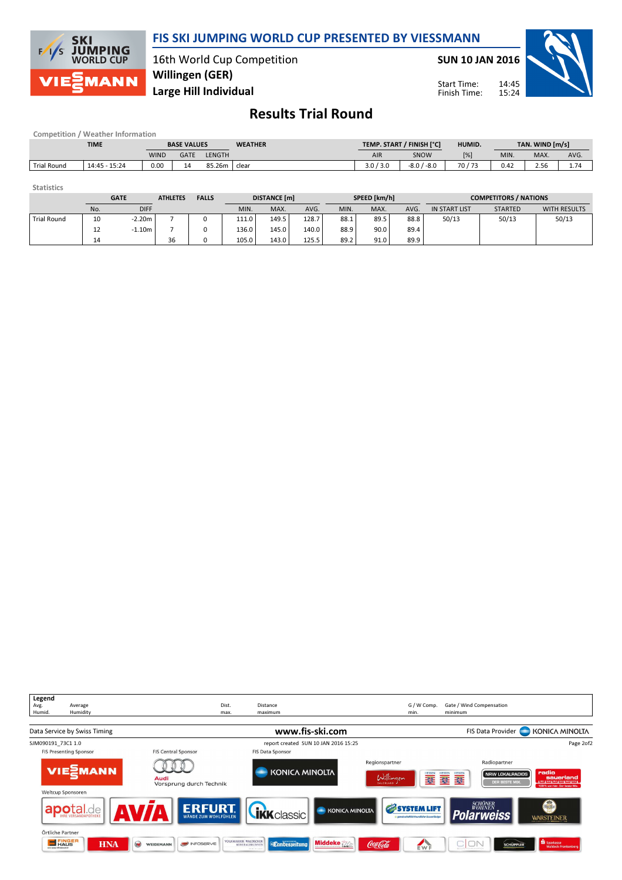# FIS SKI JUMPING WORLD CUP PRESENTED BY VIESSMANN

16th World Cup Competition
**Willingen (GER)**
**Large Hill Individual**

**SUN 10 JAN 2016**

Start Time: 14:45
Finish Time: 15:24

## Results Trial Round

Competition / Weather Information

| | TIME | BASE VALUES | | | WEATHER | TEMP. START / FINISH [°C] | | HUMID. | TAN. WIND [m/s] | | |
|---|---|---|---|---|---|---|---|---|---|---|---|
| | | WIND | GATE | LENGTH | | AIR | SNOW | [%] | MIN. | MAX. | AVG. |
| Trial Round | 14:45 - 15:24 | 0.00 | 14 | 85.26m | clear | 3.0 / 3.0 | -8.0 / -8.0 | 70 / 73 | 0.42 | 2.56 | 1.74 |

Statistics

| | GATE | | ATHLETES | FALLS | DISTANCE [m] | | | SPEED [km/h] | | | COMPETITORS / NATIONS | | |
|---|---|---|---|---|---|---|---|---|---|---|---|---|---|
| | No. | DIFF | | | MIN. | MAX. | AVG. | MIN. | MAX. | AVG. | IN START LIST | STARTED | WITH RESULTS |
| Trial Round | 10 | -2.20m | 7 | 0 | 111.0 | 149.5 | 128.7 | 88.1 | 89.5 | 88.8 | 50/13 | 50/13 | 50/13 |
| | 12 | -1.10m | 7 | 0 | 136.0 | 145.0 | 140.0 | 88.9 | 90.0 | 89.4 | | | |
| | 14 | | 36 | 0 | 105.0 | 143.0 | 125.5 | 89.2 | 91.0 | 89.9 | | | |

**Legend**

| | | | | | |
|---|---|---|---|---|---|
| Avg. | Average | Dist. | Distance | G / W Comp. | Gate / Wind Compensation |
| Humid. | Humidity | max. | maximum | min. | minimum |

Data Service by Swiss Timing — www.fis-ski.com — FIS Data Provider KONICA MINOLTA

SJM090191_73C1 1.0 — report created SUN 10 JAN 2016 15:25